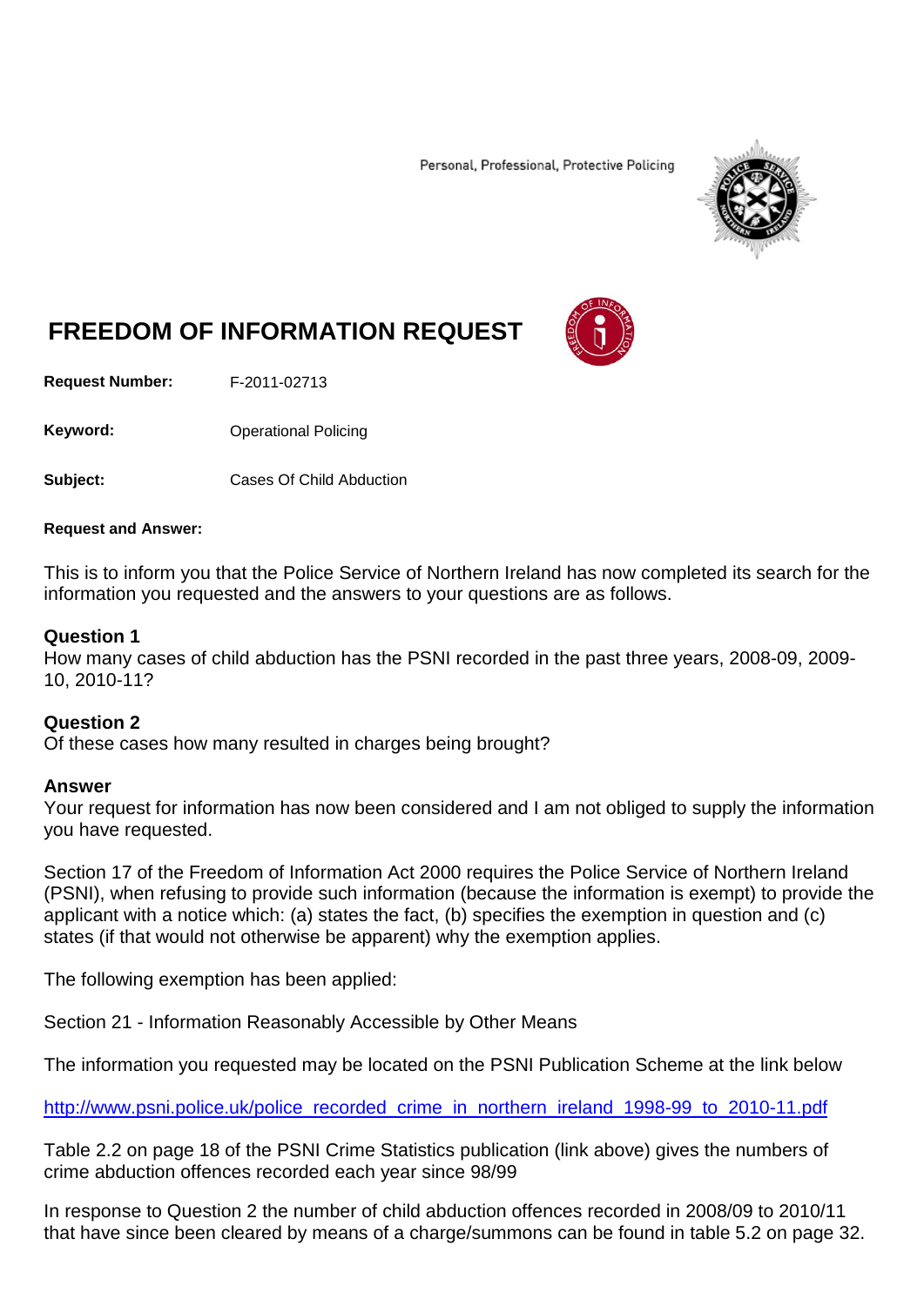Personal, Professional, Protective Policing

# FREEDOM OF INFORMATION REQUEST

**Request Number:** F-2011-02713

**Keyword:** Operational Policing

**Subject:** Cases Of Child Abduction

**Request and Answer:**

This is to inform you that the Police Service of Northern Ireland has now completed its search for the information you requested and the answers to your questions are as follows.

**Question 1**
How many cases of child abduction has the PSNI recorded in the past three years, 2008-09, 2009-10, 2010-11?

**Question 2**
Of these cases how many resulted in charges being brought?

**Answer**
Your request for information has now been considered and I am not obliged to supply the information you have requested.

Section 17 of the Freedom of Information Act 2000 requires the Police Service of Northern Ireland (PSNI), when refusing to provide such information (because the information is exempt) to provide the applicant with a notice which: (a) states the fact, (b) specifies the exemption in question and (c) states (if that would not otherwise be apparent) why the exemption applies.

The following exemption has been applied:

Section 21 - Information Reasonably Accessible by Other Means

The information you requested may be located on the PSNI Publication Scheme at the link below

http://www.psni.police.uk/police_recorded_crime_in_northern_ireland_1998-99_to_2010-11.pdf

Table 2.2 on page 18 of the PSNI Crime Statistics publication (link above) gives the numbers of crime abduction offences recorded each year since 98/99

In response to Question 2 the number of child abduction offences recorded in 2008/09 to 2010/11 that have since been cleared by means of a charge/summons can be found in table 5.2 on page 32.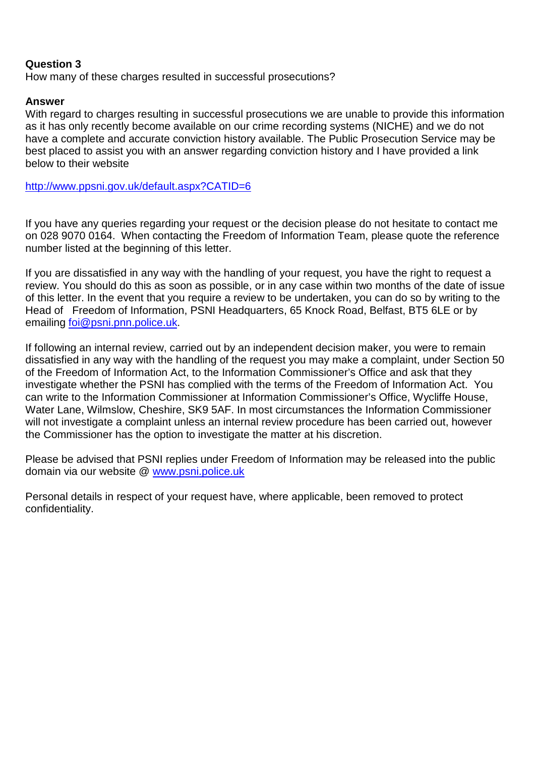**Question 3**
How many of these charges resulted in successful prosecutions?

**Answer**
With regard to charges resulting in successful prosecutions we are unable to provide this information as it has only recently become available on our crime recording systems (NICHE) and we do not have a complete and accurate conviction history available. The Public Prosecution Service may be best placed to assist you with an answer regarding conviction history and I have provided a link below to their website

http://www.ppsni.gov.uk/default.aspx?CATID=6

If you have any queries regarding your request or the decision please do not hesitate to contact me on 028 9070 0164. When contacting the Freedom of Information Team, please quote the reference number listed at the beginning of this letter.

If you are dissatisfied in any way with the handling of your request, you have the right to request a review. You should do this as soon as possible, or in any case within two months of the date of issue of this letter. In the event that you require a review to be undertaken, you can do so by writing to the Head of Freedom of Information, PSNI Headquarters, 65 Knock Road, Belfast, BT5 6LE or by emailing foi@psni.pnn.police.uk.

If following an internal review, carried out by an independent decision maker, you were to remain dissatisfied in any way with the handling of the request you may make a complaint, under Section 50 of the Freedom of Information Act, to the Information Commissioner's Office and ask that they investigate whether the PSNI has complied with the terms of the Freedom of Information Act. You can write to the Information Commissioner at Information Commissioner's Office, Wycliffe House, Water Lane, Wilmslow, Cheshire, SK9 5AF. In most circumstances the Information Commissioner will not investigate a complaint unless an internal review procedure has been carried out, however the Commissioner has the option to investigate the matter at his discretion.

Please be advised that PSNI replies under Freedom of Information may be released into the public domain via our website @ www.psni.police.uk

Personal details in respect of your request have, where applicable, been removed to protect confidentiality.